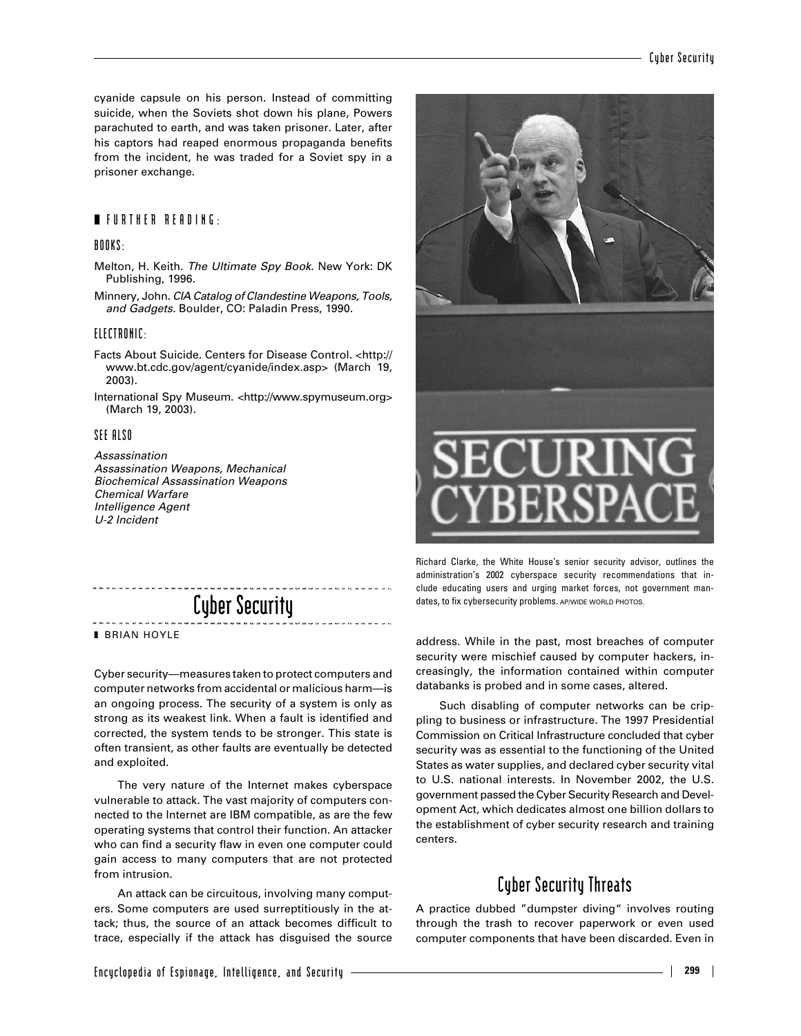cyanide capsule on his person. Instead of committing suicide, when the Soviets shot down his plane, Powers parachuted to earth, and was taken prisoner. Later, after his captors had reaped enormous propaganda benefits from the incident, he was traded for a Soviet spy in a prisoner exchange.

## FURTHER READING:

### BOOKS:

Melton, H. Keith. *The Ultimate Spy Book.* New York: DK Publishing, 1996.

Minnery, John. *CIA Catalog of Clandestine Weapons, Tools, and Gadgets.* Boulder, CO: Paladin Press, 1990.

### ELECTRONIC:

Facts About Suicide. Centers for Disease Control. <http://www.bt.cdc.gov/agent/cyanide/index.asp> (March 19, 2003).

International Spy Museum. <http://www.spymuseum.org> (March 19, 2003).

### SEE ALSO

*Assassination*
*Assassination Weapons, Mechanical*
*Biochemical Assassination Weapons*
*Chemical Warfare*
*Intelligence Agent*
*U-2 Incident*

# Cyber Security

BRIAN HOYLE

Cyber security—measures taken to protect computers and computer networks from accidental or malicious harm—is an ongoing process. The security of a system is only as strong as its weakest link. When a fault is identified and corrected, the system tends to be stronger. This state is often transient, as other faults are eventually be detected and exploited.

The very nature of the Internet makes cyberspace vulnerable to attack. The vast majority of computers connected to the Internet are IBM compatible, as are the few operating systems that control their function. An attacker who can find a security flaw in even one computer could gain access to many computers that are not protected from intrusion.

An attack can be circuitous, involving many computers. Some computers are used surreptitiously in the attack; thus, the source of an attack becomes difficult to trace, especially if the attack has disguised the source address. While in the past, most breaches of computer security were mischief caused by computer hackers, increasingly, the information contained within computer databanks is probed and in some cases, altered.

Richard Clarke, the White House's senior security advisor, outlines the administration's 2002 cyberspace security recommendations that include educating users and urging market forces, not government mandates, to fix cybersecurity problems. AP/WIDE WORLD PHOTOS.

Such disabling of computer networks can be crippling to business or infrastructure. The 1997 Presidential Commission on Critical Infrastructure concluded that cyber security was as essential to the functioning of the United States as water supplies, and declared cyber security vital to U.S. national interests. In November 2002, the U.S. government passed the Cyber Security Research and Development Act, which dedicates almost one billion dollars to the establishment of cyber security research and training centers.

## Cyber Security Threats

A practice dubbed "dumpster diving" involves routing through the trash to recover paperwork or even used computer components that have been discarded. Even in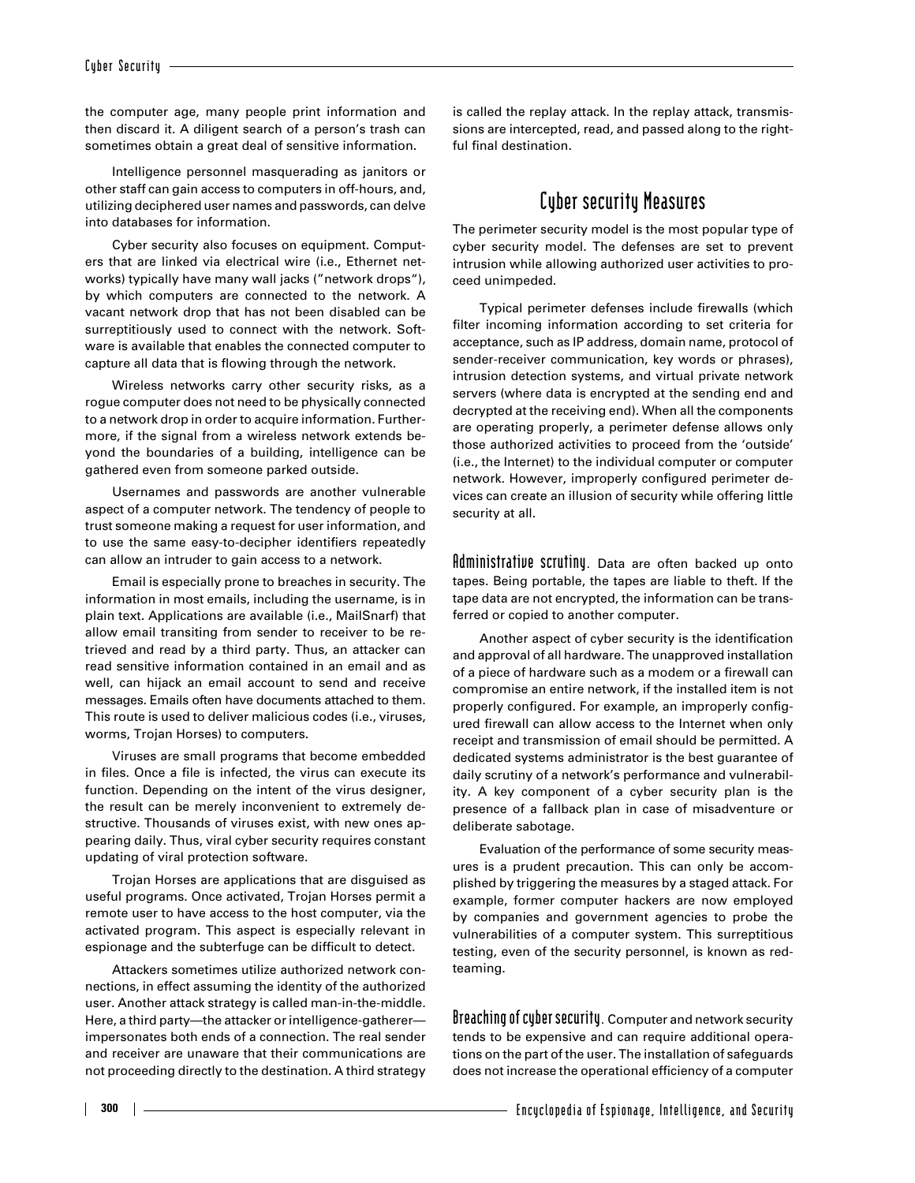the computer age, many people print information and then discard it. A diligent search of a person's trash can sometimes obtain a great deal of sensitive information.

Intelligence personnel masquerading as janitors or other staff can gain access to computers in off-hours, and, utilizing deciphered user names and passwords, can delve into databases for information.

Cyber security also focuses on equipment. Computers that are linked via electrical wire (i.e., Ethernet networks) typically have many wall jacks ("network drops"), by which computers are connected to the network. A vacant network drop that has not been disabled can be surreptitiously used to connect with the network. Software is available that enables the connected computer to capture all data that is flowing through the network.

Wireless networks carry other security risks, as a rogue computer does not need to be physically connected to a network drop in order to acquire information. Furthermore, if the signal from a wireless network extends beyond the boundaries of a building, intelligence can be gathered even from someone parked outside.

Usernames and passwords are another vulnerable aspect of a computer network. The tendency of people to trust someone making a request for user information, and to use the same easy-to-decipher identifiers repeatedly can allow an intruder to gain access to a network.

Email is especially prone to breaches in security. The information in most emails, including the username, is in plain text. Applications are available (i.e., MailSnarf) that allow email transiting from sender to receiver to be retrieved and read by a third party. Thus, an attacker can read sensitive information contained in an email and as well, can hijack an email account to send and receive messages. Emails often have documents attached to them. This route is used to deliver malicious codes (i.e., viruses, worms, Trojan Horses) to computers.

Viruses are small programs that become embedded in files. Once a file is infected, the virus can execute its function. Depending on the intent of the virus designer, the result can be merely inconvenient to extremely destructive. Thousands of viruses exist, with new ones appearing daily. Thus, viral cyber security requires constant updating of viral protection software.

Trojan Horses are applications that are disguised as useful programs. Once activated, Trojan Horses permit a remote user to have access to the host computer, via the activated program. This aspect is especially relevant in espionage and the subterfuge can be difficult to detect.

Attackers sometimes utilize authorized network connections, in effect assuming the identity of the authorized user. Another attack strategy is called man-in-the-middle. Here, a third party—the attacker or intelligence-gatherer—impersonates both ends of a connection. The real sender and receiver are unaware that their communications are not proceeding directly to the destination. A third strategy is called the replay attack. In the replay attack, transmissions are intercepted, read, and passed along to the rightful final destination.

## Cyber security Measures

The perimeter security model is the most popular type of cyber security model. The defenses are set to prevent intrusion while allowing authorized user activities to proceed unimpeded.

Typical perimeter defenses include firewalls (which filter incoming information according to set criteria for acceptance, such as IP address, domain name, protocol of sender-receiver communication, key words or phrases), intrusion detection systems, and virtual private network servers (where data is encrypted at the sending end and decrypted at the receiving end). When all the components are operating properly, a perimeter defense allows only those authorized activities to proceed from the 'outside' (i.e., the Internet) to the individual computer or computer network. However, improperly configured perimeter devices can create an illusion of security while offering little security at all.

**Administrative scrutiny**. Data are often backed up onto tapes. Being portable, the tapes are liable to theft. If the tape data are not encrypted, the information can be transferred or copied to another computer.

Another aspect of cyber security is the identification and approval of all hardware. The unapproved installation of a piece of hardware such as a modem or a firewall can compromise an entire network, if the installed item is not properly configured. For example, an improperly configured firewall can allow access to the Internet when only receipt and transmission of email should be permitted. A dedicated systems administrator is the best guarantee of daily scrutiny of a network's performance and vulnerability. A key component of a cyber security plan is the presence of a fallback plan in case of misadventure or deliberate sabotage.

Evaluation of the performance of some security measures is a prudent precaution. This can only be accomplished by triggering the measures by a staged attack. For example, former computer hackers are now employed by companies and government agencies to probe the vulnerabilities of a computer system. This surreptitious testing, even of the security personnel, is known as red-teaming.

**Breaching of cyber security**. Computer and network security tends to be expensive and can require additional operations on the part of the user. The installation of safeguards does not increase the operational efficiency of a computer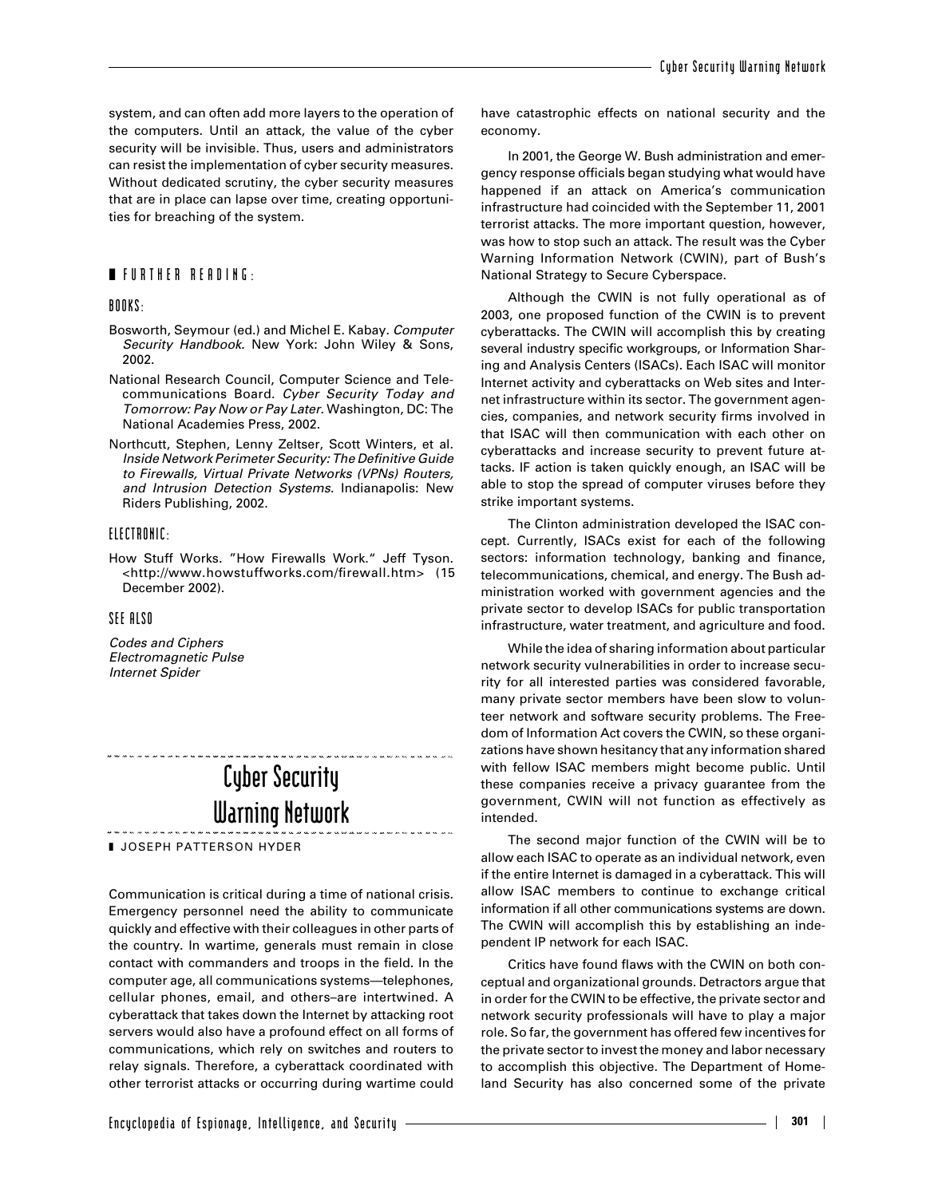system, and can often add more layers to the operation of the computers. Until an attack, the value of the cyber security will be invisible. Thus, users and administrators can resist the implementation of cyber security measures. Without dedicated scrutiny, the cyber security measures that are in place can lapse over time, creating opportunities for breaching of the system.

## FURTHER READING:

### BOOKS:

Bosworth, Seymour (ed.) and Michel E. Kabay. *Computer Security Handbook.* New York: John Wiley & Sons, 2002.

National Research Council, Computer Science and Telecommunications Board. *Cyber Security Today and Tomorrow: Pay Now or Pay Later.* Washington, DC: The National Academies Press, 2002.

Northcutt, Stephen, Lenny Zeltser, Scott Winters, et al. *Inside Network Perimeter Security: The Definitive Guide to Firewalls, Virtual Private Networks (VPNs) Routers, and Intrusion Detection Systems.* Indianapolis: New Riders Publishing, 2002.

### ELECTRONIC:

How Stuff Works. "How Firewalls Work." Jeff Tyson. <http://www.howstuffworks.com/firewall.htm> (15 December 2002).

### SEE ALSO

*Codes and Ciphers*
*Electromagnetic Pulse*
*Internet Spider*

# Cyber Security Warning Network

JOSEPH PATTERSON HYDER

Communication is critical during a time of national crisis. Emergency personnel need the ability to communicate quickly and effective with their colleagues in other parts of the country. In wartime, generals must remain in close contact with commanders and troops in the field. In the computer age, all communications systems—telephones, cellular phones, email, and others–are intertwined. A cyberattack that takes down the Internet by attacking root servers would also have a profound effect on all forms of communications, which rely on switches and routers to relay signals. Therefore, a cyberattack coordinated with other terrorist attacks or occurring during wartime could have catastrophic effects on national security and the economy.

In 2001, the George W. Bush administration and emergency response officials began studying what would have happened if an attack on America's communication infrastructure had coincided with the September 11, 2001 terrorist attacks. The more important question, however, was how to stop such an attack. The result was the Cyber Warning Information Network (CWIN), part of Bush's National Strategy to Secure Cyberspace.

Although the CWIN is not fully operational as of 2003, one proposed function of the CWIN is to prevent cyberattacks. The CWIN will accomplish this by creating several industry specific workgroups, or Information Sharing and Analysis Centers (ISACs). Each ISAC will monitor Internet activity and cyberattacks on Web sites and Internet infrastructure within its sector. The government agencies, companies, and network security firms involved in that ISAC will then communication with each other on cyberattacks and increase security to prevent future attacks. IF action is taken quickly enough, an ISAC will be able to stop the spread of computer viruses before they strike important systems.

The Clinton administration developed the ISAC concept. Currently, ISACs exist for each of the following sectors: information technology, banking and finance, telecommunications, chemical, and energy. The Bush administration worked with government agencies and the private sector to develop ISACs for public transportation infrastructure, water treatment, and agriculture and food.

While the idea of sharing information about particular network security vulnerabilities in order to increase security for all interested parties was considered favorable, many private sector members have been slow to volunteer network and software security problems. The Freedom of Information Act covers the CWIN, so these organizations have shown hesitancy that any information shared with fellow ISAC members might become public. Until these companies receive a privacy guarantee from the government, CWIN will not function as effectively as intended.

The second major function of the CWIN will be to allow each ISAC to operate as an individual network, even if the entire Internet is damaged in a cyberattack. This will allow ISAC members to continue to exchange critical information if all other communications systems are down. The CWIN will accomplish this by establishing an independent IP network for each ISAC.

Critics have found flaws with the CWIN on both conceptual and organizational grounds. Detractors argue that in order for the CWIN to be effective, the private sector and network security professionals will have to play a major role. So far, the government has offered few incentives for the private sector to invest the money and labor necessary to accomplish this objective. The Department of Homeland Security has also concerned some of the private